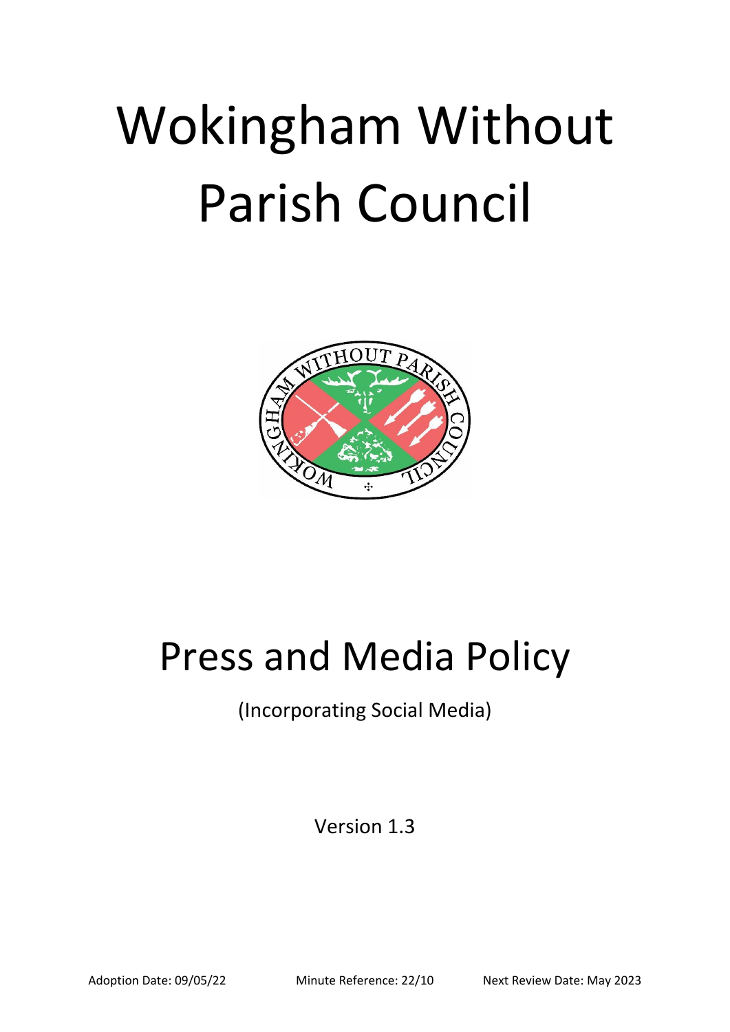# Wokingham Without Parish Council

# Press and Media Policy

(Incorporating Social Media)

Version 1.3

Adoption Date: 09/05/22 Minute Reference: 22/10 Next Review Date: May 2023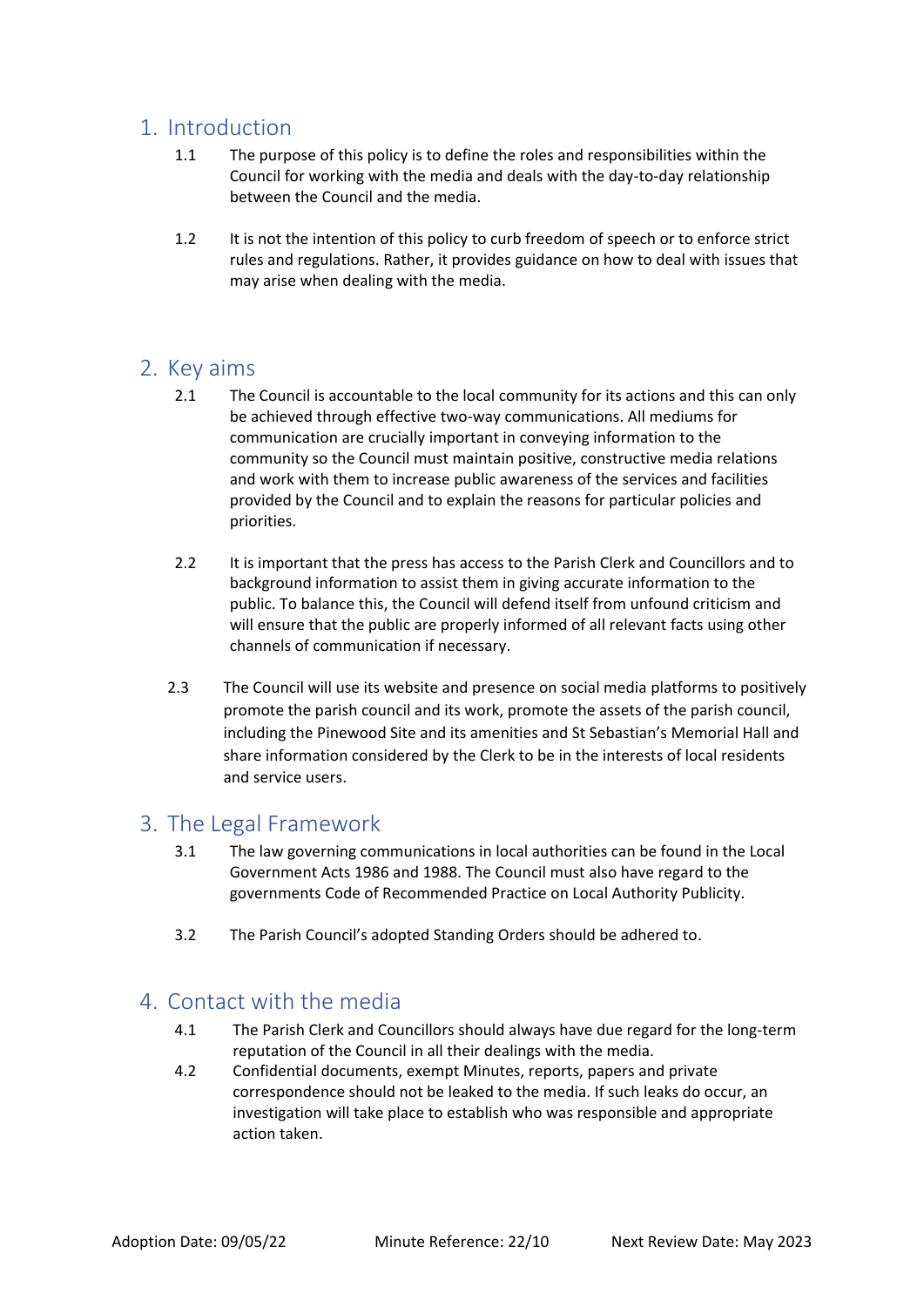## 1. Introduction

1.1 The purpose of this policy is to define the roles and responsibilities within the Council for working with the media and deals with the day-to-day relationship between the Council and the media.

1.2 It is not the intention of this policy to curb freedom of speech or to enforce strict rules and regulations. Rather, it provides guidance on how to deal with issues that may arise when dealing with the media.

## 2. Key aims

2.1 The Council is accountable to the local community for its actions and this can only be achieved through effective two-way communications. All mediums for communication are crucially important in conveying information to the community so the Council must maintain positive, constructive media relations and work with them to increase public awareness of the services and facilities provided by the Council and to explain the reasons for particular policies and priorities.

2.2 It is important that the press has access to the Parish Clerk and Councillors and to background information to assist them in giving accurate information to the public. To balance this, the Council will defend itself from unfound criticism and will ensure that the public are properly informed of all relevant facts using other channels of communication if necessary.

2.3 The Council will use its website and presence on social media platforms to positively promote the parish council and its work, promote the assets of the parish council, including the Pinewood Site and its amenities and St Sebastian's Memorial Hall and share information considered by the Clerk to be in the interests of local residents and service users.

## 3. The Legal Framework

3.1 The law governing communications in local authorities can be found in the Local Government Acts 1986 and 1988. The Council must also have regard to the governments Code of Recommended Practice on Local Authority Publicity.

3.2 The Parish Council's adopted Standing Orders should be adhered to.

## 4. Contact with the media

4.1 The Parish Clerk and Councillors should always have due regard for the long-term reputation of the Council in all their dealings with the media.

4.2 Confidential documents, exempt Minutes, reports, papers and private correspondence should not be leaked to the media. If such leaks do occur, an investigation will take place to establish who was responsible and appropriate action taken.

Adoption Date: 09/05/22 Minute Reference: 22/10 Next Review Date: May 2023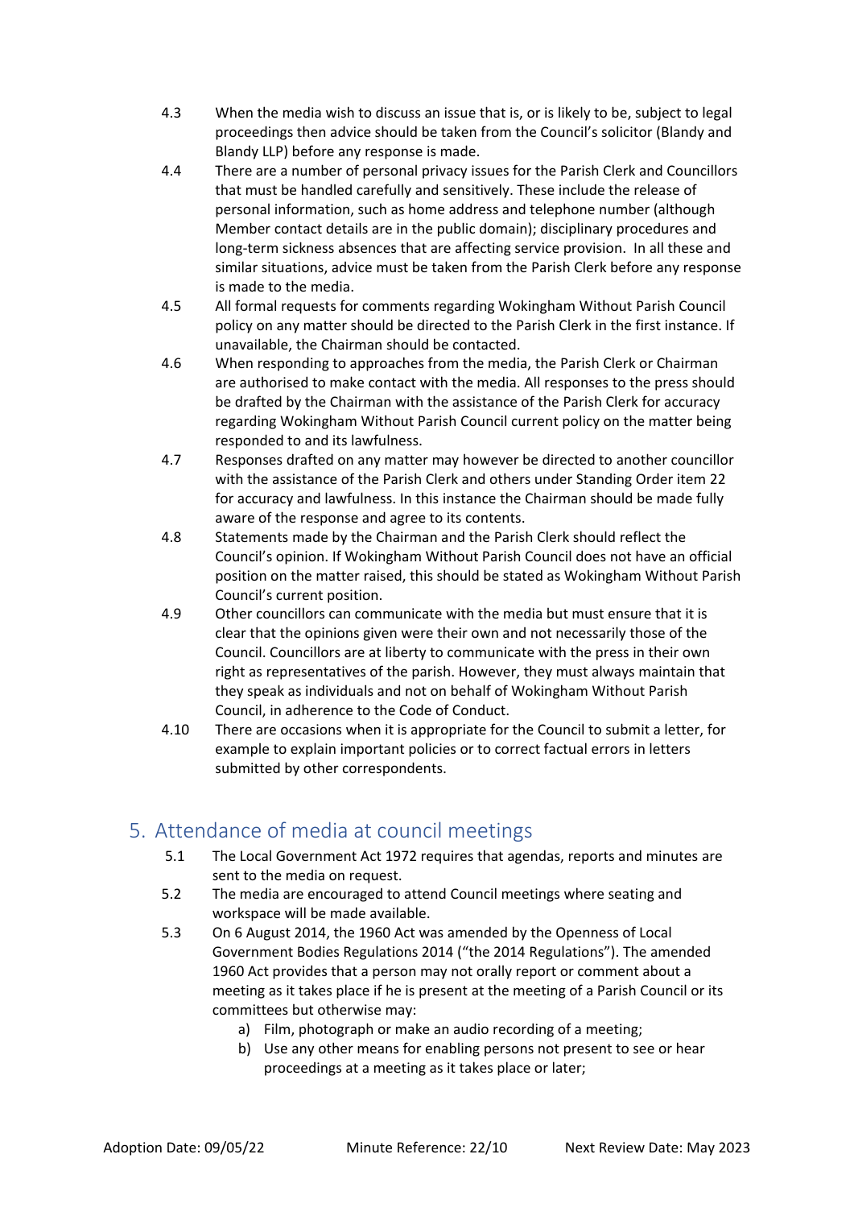4.3 When the media wish to discuss an issue that is, or is likely to be, subject to legal proceedings then advice should be taken from the Council's solicitor (Blandy and Blandy LLP) before any response is made.

4.4 There are a number of personal privacy issues for the Parish Clerk and Councillors that must be handled carefully and sensitively. These include the release of personal information, such as home address and telephone number (although Member contact details are in the public domain); disciplinary procedures and long-term sickness absences that are affecting service provision. In all these and similar situations, advice must be taken from the Parish Clerk before any response is made to the media.

4.5 All formal requests for comments regarding Wokingham Without Parish Council policy on any matter should be directed to the Parish Clerk in the first instance. If unavailable, the Chairman should be contacted.

4.6 When responding to approaches from the media, the Parish Clerk or Chairman are authorised to make contact with the media. All responses to the press should be drafted by the Chairman with the assistance of the Parish Clerk for accuracy regarding Wokingham Without Parish Council current policy on the matter being responded to and its lawfulness.

4.7 Responses drafted on any matter may however be directed to another councillor with the assistance of the Parish Clerk and others under Standing Order item 22 for accuracy and lawfulness. In this instance the Chairman should be made fully aware of the response and agree to its contents.

4.8 Statements made by the Chairman and the Parish Clerk should reflect the Council's opinion. If Wokingham Without Parish Council does not have an official position on the matter raised, this should be stated as Wokingham Without Parish Council's current position.

4.9 Other councillors can communicate with the media but must ensure that it is clear that the opinions given were their own and not necessarily those of the Council. Councillors are at liberty to communicate with the press in their own right as representatives of the parish. However, they must always maintain that they speak as individuals and not on behalf of Wokingham Without Parish Council, in adherence to the Code of Conduct.

4.10 There are occasions when it is appropriate for the Council to submit a letter, for example to explain important policies or to correct factual errors in letters submitted by other correspondents.

## 5. Attendance of media at council meetings

5.1 The Local Government Act 1972 requires that agendas, reports and minutes are sent to the media on request.

5.2 The media are encouraged to attend Council meetings where seating and workspace will be made available.

5.3 On 6 August 2014, the 1960 Act was amended by the Openness of Local Government Bodies Regulations 2014 ("the 2014 Regulations"). The amended 1960 Act provides that a person may not orally report or comment about a meeting as it takes place if he is present at the meeting of a Parish Council or its committees but otherwise may:

   a) Film, photograph or make an audio recording of a meeting;
   b) Use any other means for enabling persons not present to see or hear proceedings at a meeting as it takes place or later;

Adoption Date: 09/05/22 Minute Reference: 22/10 Next Review Date: May 2023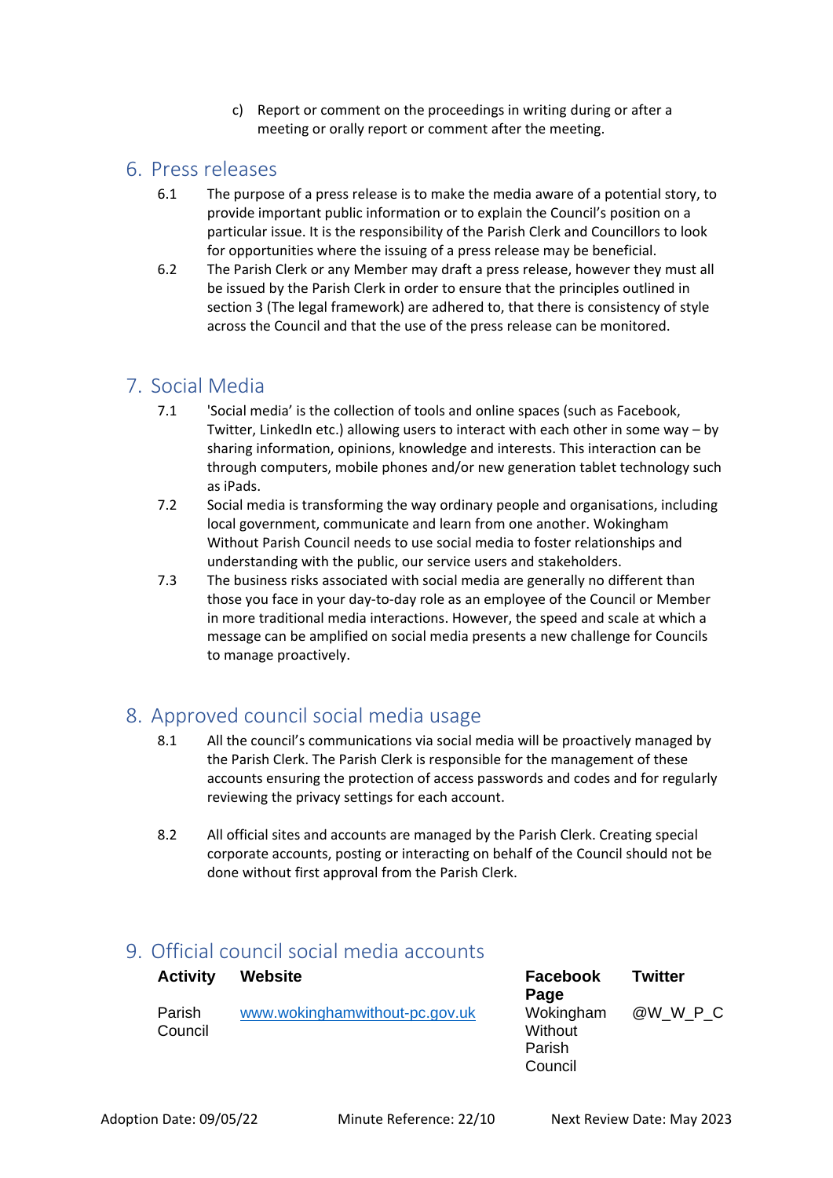c) Report or comment on the proceedings in writing during or after a meeting or orally report or comment after the meeting.

## 6. Press releases

6.1 The purpose of a press release is to make the media aware of a potential story, to provide important public information or to explain the Council's position on a particular issue. It is the responsibility of the Parish Clerk and Councillors to look for opportunities where the issuing of a press release may be beneficial.

6.2 The Parish Clerk or any Member may draft a press release, however they must all be issued by the Parish Clerk in order to ensure that the principles outlined in section 3 (The legal framework) are adhered to, that there is consistency of style across the Council and that the use of the press release can be monitored.

## 7. Social Media

7.1 'Social media' is the collection of tools and online spaces (such as Facebook, Twitter, LinkedIn etc.) allowing users to interact with each other in some way – by sharing information, opinions, knowledge and interests. This interaction can be through computers, mobile phones and/or new generation tablet technology such as iPads.

7.2 Social media is transforming the way ordinary people and organisations, including local government, communicate and learn from one another. Wokingham Without Parish Council needs to use social media to foster relationships and understanding with the public, our service users and stakeholders.

7.3 The business risks associated with social media are generally no different than those you face in your day-to-day role as an employee of the Council or Member in more traditional media interactions. However, the speed and scale at which a message can be amplified on social media presents a new challenge for Councils to manage proactively.

## 8. Approved council social media usage

8.1 All the council's communications via social media will be proactively managed by the Parish Clerk. The Parish Clerk is responsible for the management of these accounts ensuring the protection of access passwords and codes and for regularly reviewing the privacy settings for each account.

8.2 All official sites and accounts are managed by the Parish Clerk. Creating special corporate accounts, posting or interacting on behalf of the Council should not be done without first approval from the Parish Clerk.

## 9. Official council social media accounts

| Activity | Website | Facebook Page | Twitter |
|---|---|---|---|
| Parish Council | www.wokinghamwithout-pc.gov.uk | Wokingham Without Parish Council | @W_W_P_C |

Adoption Date: 09/05/22 Minute Reference: 22/10 Next Review Date: May 2023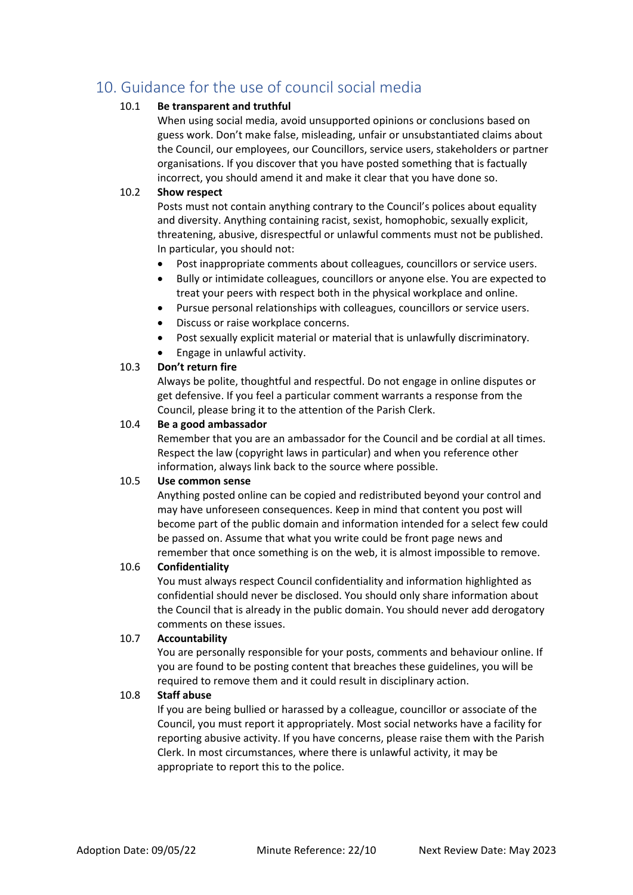## 10. Guidance for the use of council social media

10.1 **Be transparent and truthful**

When using social media, avoid unsupported opinions or conclusions based on guess work. Don't make false, misleading, unfair or unsubstantiated claims about the Council, our employees, our Councillors, service users, stakeholders or partner organisations. If you discover that you have posted something that is factually incorrect, you should amend it and make it clear that you have done so.

10.2 **Show respect**

Posts must not contain anything contrary to the Council's polices about equality and diversity. Anything containing racist, sexist, homophobic, sexually explicit, threatening, abusive, disrespectful or unlawful comments must not be published. In particular, you should not:

- Post inappropriate comments about colleagues, councillors or service users.
- Bully or intimidate colleagues, councillors or anyone else. You are expected to treat your peers with respect both in the physical workplace and online.
- Pursue personal relationships with colleagues, councillors or service users.
- Discuss or raise workplace concerns.
- Post sexually explicit material or material that is unlawfully discriminatory.
- Engage in unlawful activity.

10.3 **Don't return fire**

Always be polite, thoughtful and respectful. Do not engage in online disputes or get defensive. If you feel a particular comment warrants a response from the Council, please bring it to the attention of the Parish Clerk.

10.4 **Be a good ambassador**

Remember that you are an ambassador for the Council and be cordial at all times. Respect the law (copyright laws in particular) and when you reference other information, always link back to the source where possible.

10.5 **Use common sense**

Anything posted online can be copied and redistributed beyond your control and may have unforeseen consequences. Keep in mind that content you post will become part of the public domain and information intended for a select few could be passed on. Assume that what you write could be front page news and remember that once something is on the web, it is almost impossible to remove.

10.6 **Confidentiality**

You must always respect Council confidentiality and information highlighted as confidential should never be disclosed. You should only share information about the Council that is already in the public domain. You should never add derogatory comments on these issues.

10.7 **Accountability**

You are personally responsible for your posts, comments and behaviour online. If you are found to be posting content that breaches these guidelines, you will be required to remove them and it could result in disciplinary action.

10.8 **Staff abuse**

If you are being bullied or harassed by a colleague, councillor or associate of the Council, you must report it appropriately. Most social networks have a facility for reporting abusive activity. If you have concerns, please raise them with the Parish Clerk. In most circumstances, where there is unlawful activity, it may be appropriate to report this to the police.

Adoption Date: 09/05/22 Minute Reference: 22/10 Next Review Date: May 2023